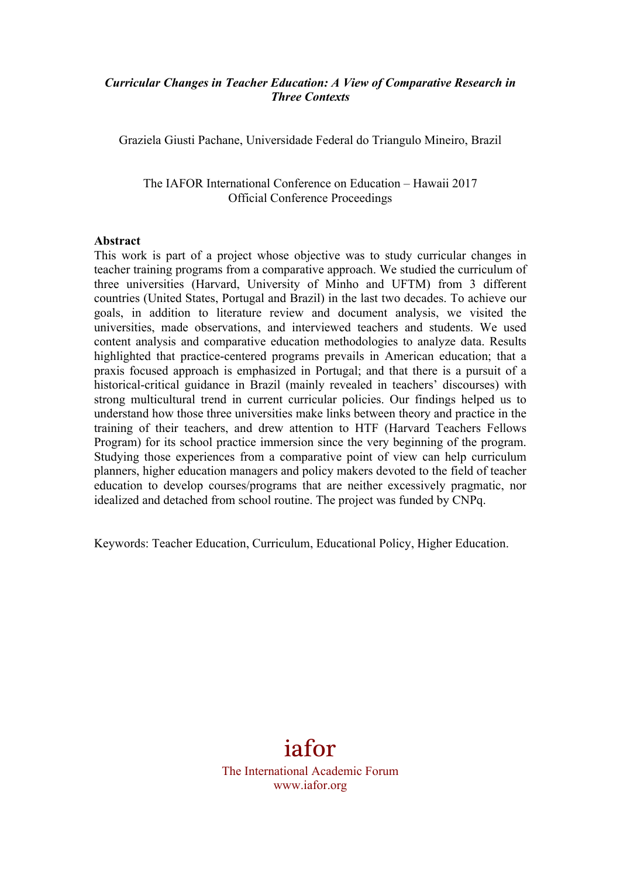***Curricular Changes in Teacher Education: A View of Comparative Research in Three Contexts***

Graziela Giusti Pachane, Universidade Federal do Triangulo Mineiro, Brazil

The IAFOR International Conference on Education – Hawaii 2017
Official Conference Proceedings

**Abstract**

This work is part of a project whose objective was to study curricular changes in teacher training programs from a comparative approach. We studied the curriculum of three universities (Harvard, University of Minho and UFTM) from 3 different countries (United States, Portugal and Brazil) in the last two decades. To achieve our goals, in addition to literature review and document analysis, we visited the universities, made observations, and interviewed teachers and students. We used content analysis and comparative education methodologies to analyze data. Results highlighted that practice-centered programs prevails in American education; that a praxis focused approach is emphasized in Portugal; and that there is a pursuit of a historical-critical guidance in Brazil (mainly revealed in teachers' discourses) with strong multicultural trend in current curricular policies. Our findings helped us to understand how those three universities make links between theory and practice in the training of their teachers, and drew attention to HTF (Harvard Teachers Fellows Program) for its school practice immersion since the very beginning of the program. Studying those experiences from a comparative point of view can help curriculum planners, higher education managers and policy makers devoted to the field of teacher education to develop courses/programs that are neither excessively pragmatic, nor idealized and detached from school routine. The project was funded by CNPq.

Keywords: Teacher Education, Curriculum, Educational Policy, Higher Education.

iafor
The International Academic Forum
www.iafor.org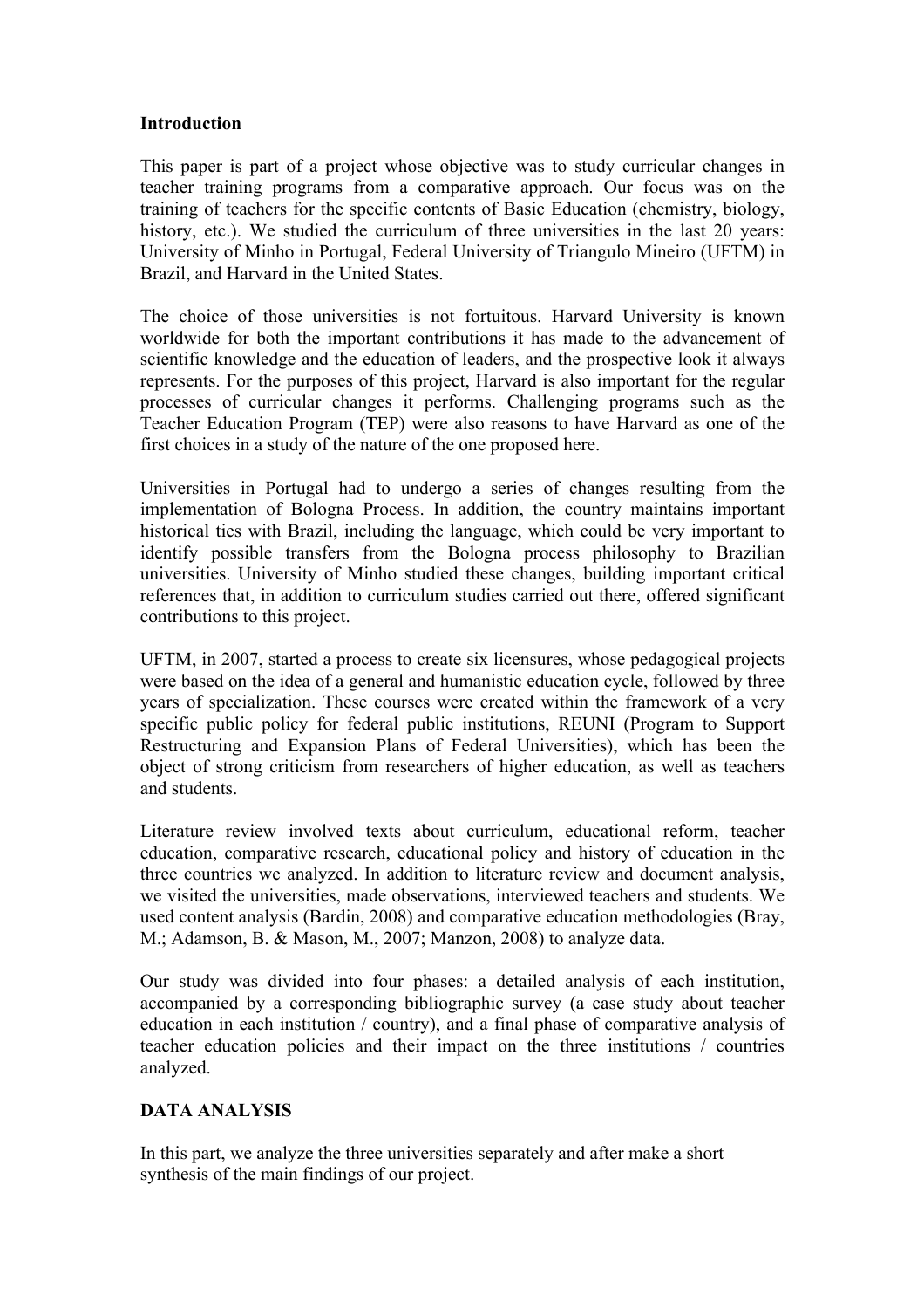## Introduction

This paper is part of a project whose objective was to study curricular changes in teacher training programs from a comparative approach. Our focus was on the training of teachers for the specific contents of Basic Education (chemistry, biology, history, etc.). We studied the curriculum of three universities in the last 20 years: University of Minho in Portugal, Federal University of Triangulo Mineiro (UFTM) in Brazil, and Harvard in the United States.

The choice of those universities is not fortuitous. Harvard University is known worldwide for both the important contributions it has made to the advancement of scientific knowledge and the education of leaders, and the prospective look it always represents. For the purposes of this project, Harvard is also important for the regular processes of curricular changes it performs. Challenging programs such as the Teacher Education Program (TEP) were also reasons to have Harvard as one of the first choices in a study of the nature of the one proposed here.

Universities in Portugal had to undergo a series of changes resulting from the implementation of Bologna Process. In addition, the country maintains important historical ties with Brazil, including the language, which could be very important to identify possible transfers from the Bologna process philosophy to Brazilian universities. University of Minho studied these changes, building important critical references that, in addition to curriculum studies carried out there, offered significant contributions to this project.

UFTM, in 2007, started a process to create six licensures, whose pedagogical projects were based on the idea of a general and humanistic education cycle, followed by three years of specialization. These courses were created within the framework of a very specific public policy for federal public institutions, REUNI (Program to Support Restructuring and Expansion Plans of Federal Universities), which has been the object of strong criticism from researchers of higher education, as well as teachers and students.

Literature review involved texts about curriculum, educational reform, teacher education, comparative research, educational policy and history of education in the three countries we analyzed. In addition to literature review and document analysis, we visited the universities, made observations, interviewed teachers and students. We used content analysis (Bardin, 2008) and comparative education methodologies (Bray, M.; Adamson, B. & Mason, M., 2007; Manzon, 2008) to analyze data.

Our study was divided into four phases: a detailed analysis of each institution, accompanied by a corresponding bibliographic survey (a case study about teacher education in each institution / country), and a final phase of comparative analysis of teacher education policies and their impact on the three institutions / countries analyzed.

## DATA ANALYSIS

In this part, we analyze the three universities separately and after make a short synthesis of the main findings of our project.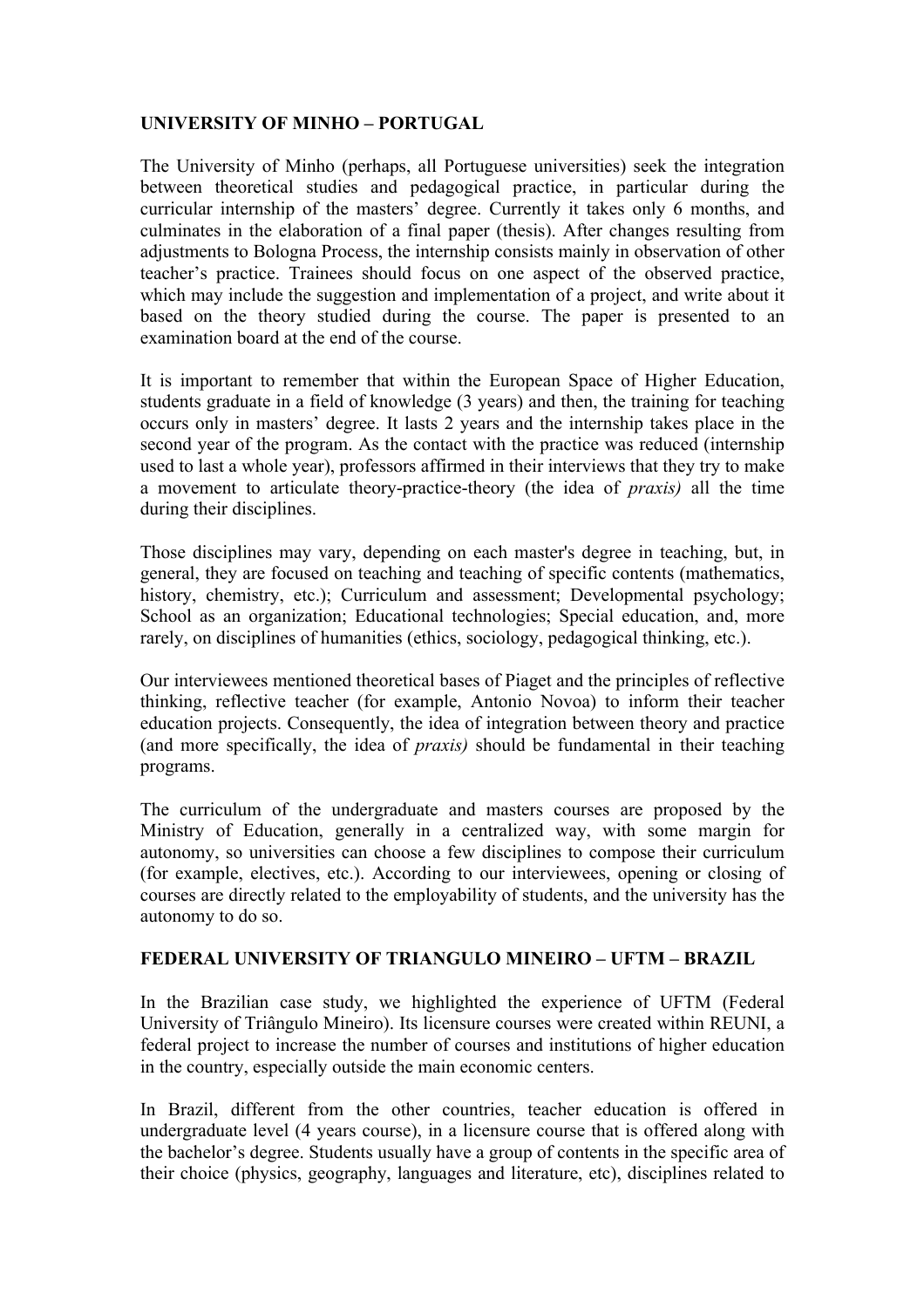**UNIVERSITY OF MINHO – PORTUGAL**

The University of Minho (perhaps, all Portuguese universities) seek the integration between theoretical studies and pedagogical practice, in particular during the curricular internship of the masters' degree. Currently it takes only 6 months, and culminates in the elaboration of a final paper (thesis). After changes resulting from adjustments to Bologna Process, the internship consists mainly in observation of other teacher's practice. Trainees should focus on one aspect of the observed practice, which may include the suggestion and implementation of a project, and write about it based on the theory studied during the course. The paper is presented to an examination board at the end of the course.

It is important to remember that within the European Space of Higher Education, students graduate in a field of knowledge (3 years) and then, the training for teaching occurs only in masters' degree. It lasts 2 years and the internship takes place in the second year of the program. As the contact with the practice was reduced (internship used to last a whole year), professors affirmed in their interviews that they try to make a movement to articulate theory-practice-theory (the idea of *praxis)* all the time during their disciplines.

Those disciplines may vary, depending on each master's degree in teaching, but, in general, they are focused on teaching and teaching of specific contents (mathematics, history, chemistry, etc.); Curriculum and assessment; Developmental psychology; School as an organization; Educational technologies; Special education, and, more rarely, on disciplines of humanities (ethics, sociology, pedagogical thinking, etc.).

Our interviewees mentioned theoretical bases of Piaget and the principles of reflective thinking, reflective teacher (for example, Antonio Novoa) to inform their teacher education projects. Consequently, the idea of integration between theory and practice (and more specifically, the idea of *praxis)* should be fundamental in their teaching programs.

The curriculum of the undergraduate and masters courses are proposed by the Ministry of Education, generally in a centralized way, with some margin for autonomy, so universities can choose a few disciplines to compose their curriculum (for example, electives, etc.). According to our interviewees, opening or closing of courses are directly related to the employability of students, and the university has the autonomy to do so.

**FEDERAL UNIVERSITY OF TRIANGULO MINEIRO – UFTM – BRAZIL**

In the Brazilian case study, we highlighted the experience of UFTM (Federal University of Triângulo Mineiro). Its licensure courses were created within REUNI, a federal project to increase the number of courses and institutions of higher education in the country, especially outside the main economic centers.

In Brazil, different from the other countries, teacher education is offered in undergraduate level (4 years course), in a licensure course that is offered along with the bachelor's degree. Students usually have a group of contents in the specific area of their choice (physics, geography, languages and literature, etc), disciplines related to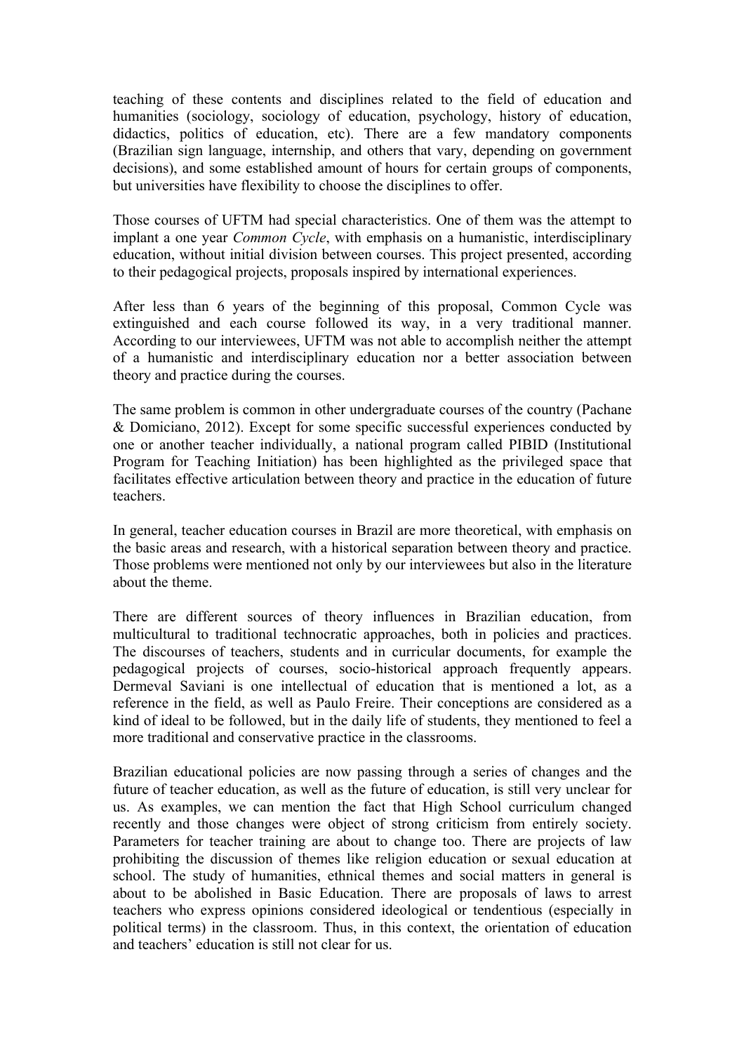teaching of these contents and disciplines related to the field of education and humanities (sociology, sociology of education, psychology, history of education, didactics, politics of education, etc). There are a few mandatory components (Brazilian sign language, internship, and others that vary, depending on government decisions), and some established amount of hours for certain groups of components, but universities have flexibility to choose the disciplines to offer.

Those courses of UFTM had special characteristics. One of them was the attempt to implant a one year *Common Cycle*, with emphasis on a humanistic, interdisciplinary education, without initial division between courses. This project presented, according to their pedagogical projects, proposals inspired by international experiences.

After less than 6 years of the beginning of this proposal, Common Cycle was extinguished and each course followed its way, in a very traditional manner. According to our interviewees, UFTM was not able to accomplish neither the attempt of a humanistic and interdisciplinary education nor a better association between theory and practice during the courses.

The same problem is common in other undergraduate courses of the country (Pachane & Domiciano, 2012). Except for some specific successful experiences conducted by one or another teacher individually, a national program called PIBID (Institutional Program for Teaching Initiation) has been highlighted as the privileged space that facilitates effective articulation between theory and practice in the education of future teachers.

In general, teacher education courses in Brazil are more theoretical, with emphasis on the basic areas and research, with a historical separation between theory and practice. Those problems were mentioned not only by our interviewees but also in the literature about the theme.

There are different sources of theory influences in Brazilian education, from multicultural to traditional technocratic approaches, both in policies and practices. The discourses of teachers, students and in curricular documents, for example the pedagogical projects of courses, socio-historical approach frequently appears. Dermeval Saviani is one intellectual of education that is mentioned a lot, as a reference in the field, as well as Paulo Freire. Their conceptions are considered as a kind of ideal to be followed, but in the daily life of students, they mentioned to feel a more traditional and conservative practice in the classrooms.

Brazilian educational policies are now passing through a series of changes and the future of teacher education, as well as the future of education, is still very unclear for us. As examples, we can mention the fact that High School curriculum changed recently and those changes were object of strong criticism from entirely society. Parameters for teacher training are about to change too. There are projects of law prohibiting the discussion of themes like religion education or sexual education at school. The study of humanities, ethnical themes and social matters in general is about to be abolished in Basic Education. There are proposals of laws to arrest teachers who express opinions considered ideological or tendentious (especially in political terms) in the classroom. Thus, in this context, the orientation of education and teachers' education is still not clear for us.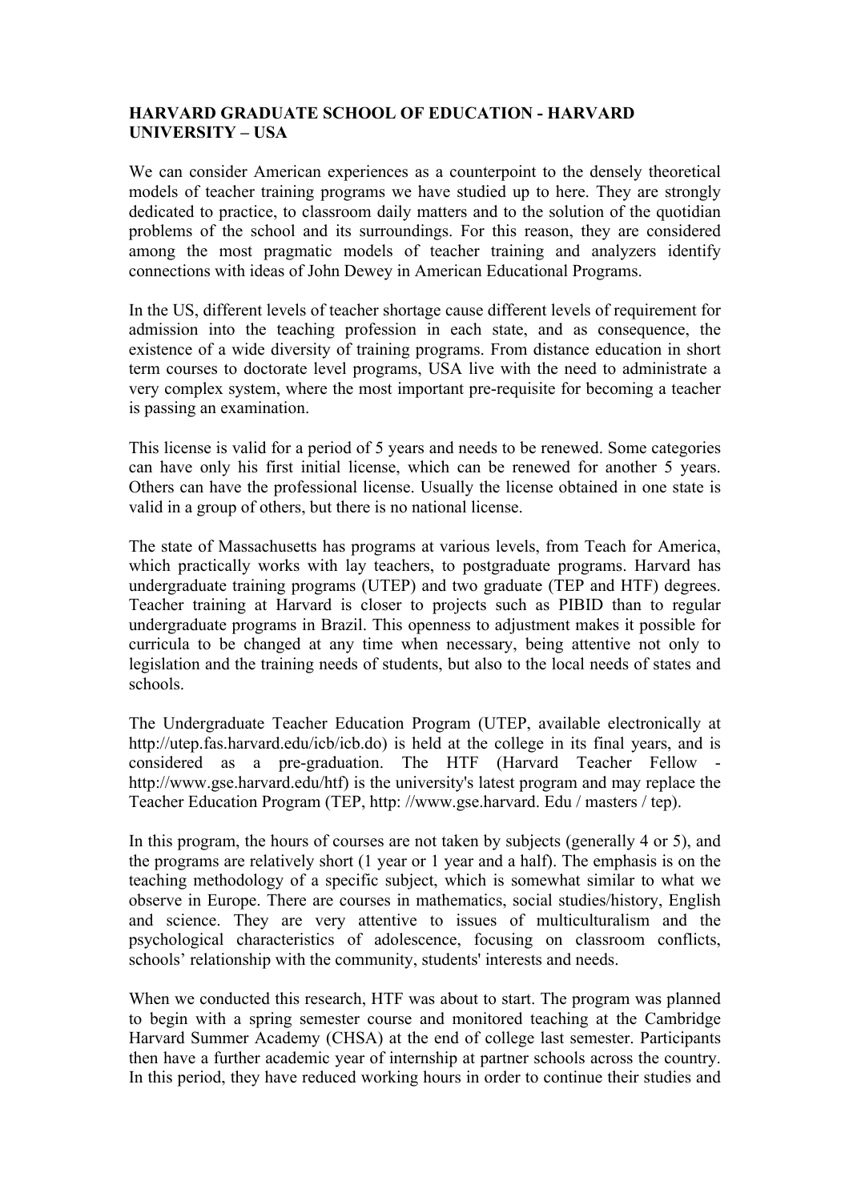**HARVARD GRADUATE SCHOOL OF EDUCATION - HARVARD UNIVERSITY – USA**

We can consider American experiences as a counterpoint to the densely theoretical models of teacher training programs we have studied up to here. They are strongly dedicated to practice, to classroom daily matters and to the solution of the quotidian problems of the school and its surroundings. For this reason, they are considered among the most pragmatic models of teacher training and analyzers identify connections with ideas of John Dewey in American Educational Programs.

In the US, different levels of teacher shortage cause different levels of requirement for admission into the teaching profession in each state, and as consequence, the existence of a wide diversity of training programs. From distance education in short term courses to doctorate level programs, USA live with the need to administrate a very complex system, where the most important pre-requisite for becoming a teacher is passing an examination.

This license is valid for a period of 5 years and needs to be renewed. Some categories can have only his first initial license, which can be renewed for another 5 years. Others can have the professional license. Usually the license obtained in one state is valid in a group of others, but there is no national license.

The state of Massachusetts has programs at various levels, from Teach for America, which practically works with lay teachers, to postgraduate programs. Harvard has undergraduate training programs (UTEP) and two graduate (TEP and HTF) degrees. Teacher training at Harvard is closer to projects such as PIBID than to regular undergraduate programs in Brazil. This openness to adjustment makes it possible for curricula to be changed at any time when necessary, being attentive not only to legislation and the training needs of students, but also to the local needs of states and schools.

The Undergraduate Teacher Education Program (UTEP, available electronically at http://utep.fas.harvard.edu/icb/icb.do) is held at the college in its final years, and is considered as a pre-graduation. The HTF (Harvard Teacher Fellow - http://www.gse.harvard.edu/htf) is the university's latest program and may replace the Teacher Education Program (TEP, http: //www.gse.harvard. Edu / masters / tep).

In this program, the hours of courses are not taken by subjects (generally 4 or 5), and the programs are relatively short (1 year or 1 year and a half). The emphasis is on the teaching methodology of a specific subject, which is somewhat similar to what we observe in Europe. There are courses in mathematics, social studies/history, English and science. They are very attentive to issues of multiculturalism and the psychological characteristics of adolescence, focusing on classroom conflicts, schools' relationship with the community, students' interests and needs.

When we conducted this research, HTF was about to start. The program was planned to begin with a spring semester course and monitored teaching at the Cambridge Harvard Summer Academy (CHSA) at the end of college last semester. Participants then have a further academic year of internship at partner schools across the country. In this period, they have reduced working hours in order to continue their studies and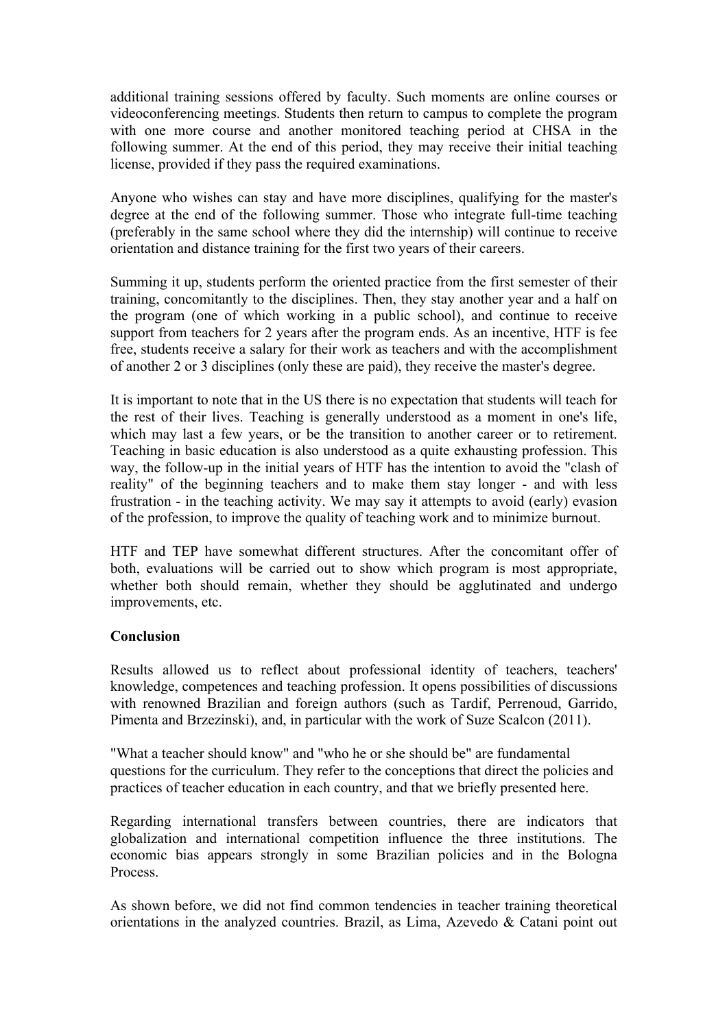additional training sessions offered by faculty. Such moments are online courses or videoconferencing meetings. Students then return to campus to complete the program with one more course and another monitored teaching period at CHSA in the following summer. At the end of this period, they may receive their initial teaching license, provided if they pass the required examinations.

Anyone who wishes can stay and have more disciplines, qualifying for the master's degree at the end of the following summer. Those who integrate full-time teaching (preferably in the same school where they did the internship) will continue to receive orientation and distance training for the first two years of their careers.

Summing it up, students perform the oriented practice from the first semester of their training, concomitantly to the disciplines. Then, they stay another year and a half on the program (one of which working in a public school), and continue to receive support from teachers for 2 years after the program ends. As an incentive, HTF is fee free, students receive a salary for their work as teachers and with the accomplishment of another 2 or 3 disciplines (only these are paid), they receive the master's degree.

It is important to note that in the US there is no expectation that students will teach for the rest of their lives. Teaching is generally understood as a moment in one's life, which may last a few years, or be the transition to another career or to retirement. Teaching in basic education is also understood as a quite exhausting profession. This way, the follow-up in the initial years of HTF has the intention to avoid the "clash of reality" of the beginning teachers and to make them stay longer - and with less frustration - in the teaching activity. We may say it attempts to avoid (early) evasion of the profession, to improve the quality of teaching work and to minimize burnout.

HTF and TEP have somewhat different structures. After the concomitant offer of both, evaluations will be carried out to show which program is most appropriate, whether both should remain, whether they should be agglutinated and undergo improvements, etc.

**Conclusion**

Results allowed us to reflect about professional identity of teachers, teachers' knowledge, competences and teaching profession. It opens possibilities of discussions with renowned Brazilian and foreign authors (such as Tardif, Perrenoud, Garrido, Pimenta and Brzezinski), and, in particular with the work of Suze Scalcon (2011).

"What a teacher should know" and "who he or she should be" are fundamental questions for the curriculum. They refer to the conceptions that direct the policies and practices of teacher education in each country, and that we briefly presented here.

Regarding international transfers between countries, there are indicators that globalization and international competition influence the three institutions. The economic bias appears strongly in some Brazilian policies and in the Bologna Process.

As shown before, we did not find common tendencies in teacher training theoretical orientations in the analyzed countries. Brazil, as Lima, Azevedo & Catani point out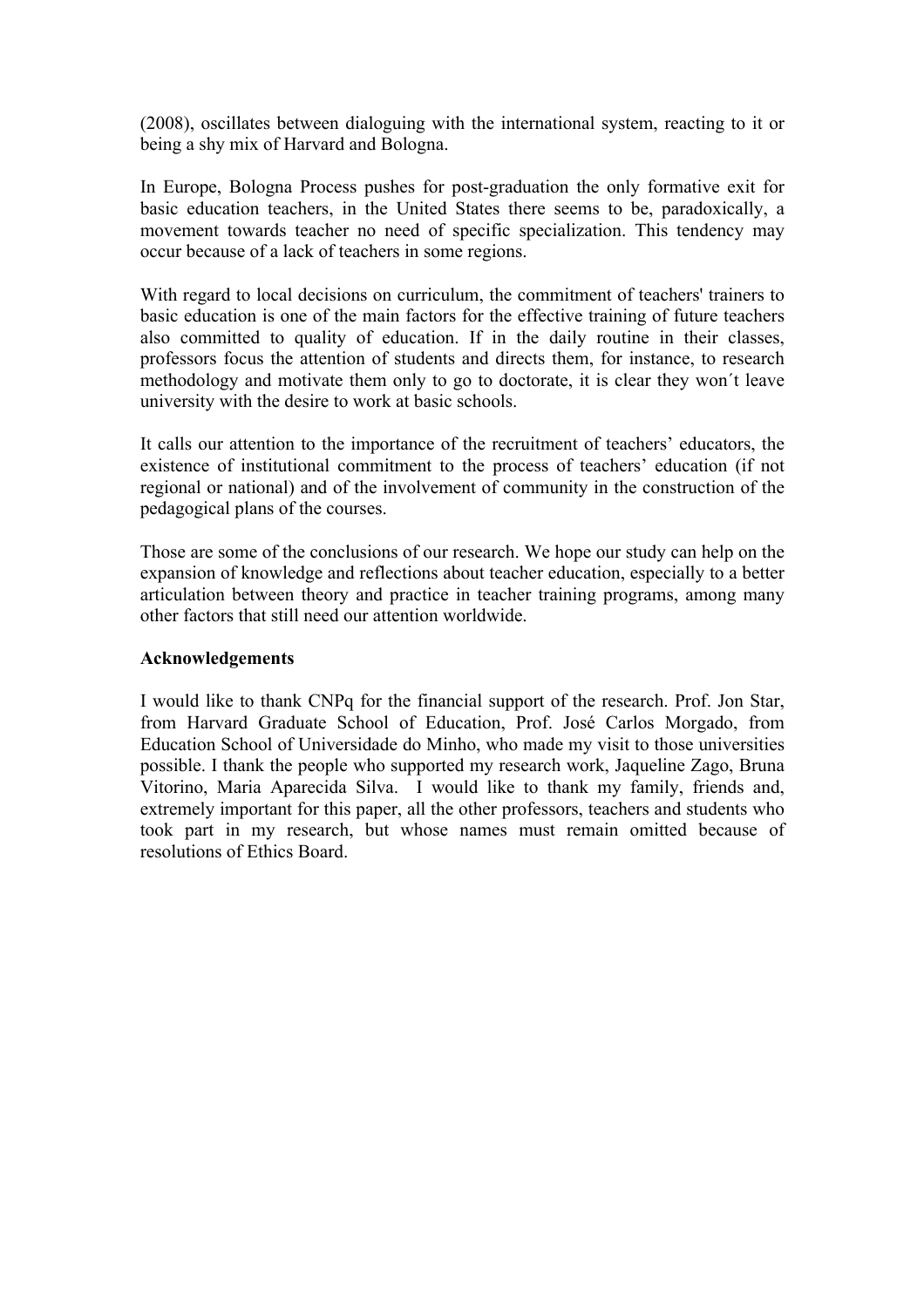(2008), oscillates between dialoguing with the international system, reacting to it or being a shy mix of Harvard and Bologna.

In Europe, Bologna Process pushes for post-graduation the only formative exit for basic education teachers, in the United States there seems to be, paradoxically, a movement towards teacher no need of specific specialization. This tendency may occur because of a lack of teachers in some regions.

With regard to local decisions on curriculum, the commitment of teachers' trainers to basic education is one of the main factors for the effective training of future teachers also committed to quality of education. If in the daily routine in their classes, professors focus the attention of students and directs them, for instance, to research methodology and motivate them only to go to doctorate, it is clear they won´t leave university with the desire to work at basic schools.

It calls our attention to the importance of the recruitment of teachers' educators, the existence of institutional commitment to the process of teachers' education (if not regional or national) and of the involvement of community in the construction of the pedagogical plans of the courses.

Those are some of the conclusions of our research. We hope our study can help on the expansion of knowledge and reflections about teacher education, especially to a better articulation between theory and practice in teacher training programs, among many other factors that still need our attention worldwide.

**Acknowledgements**

I would like to thank CNPq for the financial support of the research. Prof. Jon Star, from Harvard Graduate School of Education, Prof. José Carlos Morgado, from Education School of Universidade do Minho, who made my visit to those universities possible. I thank the people who supported my research work, Jaqueline Zago, Bruna Vitorino, Maria Aparecida Silva. I would like to thank my family, friends and, extremely important for this paper, all the other professors, teachers and students who took part in my research, but whose names must remain omitted because of resolutions of Ethics Board.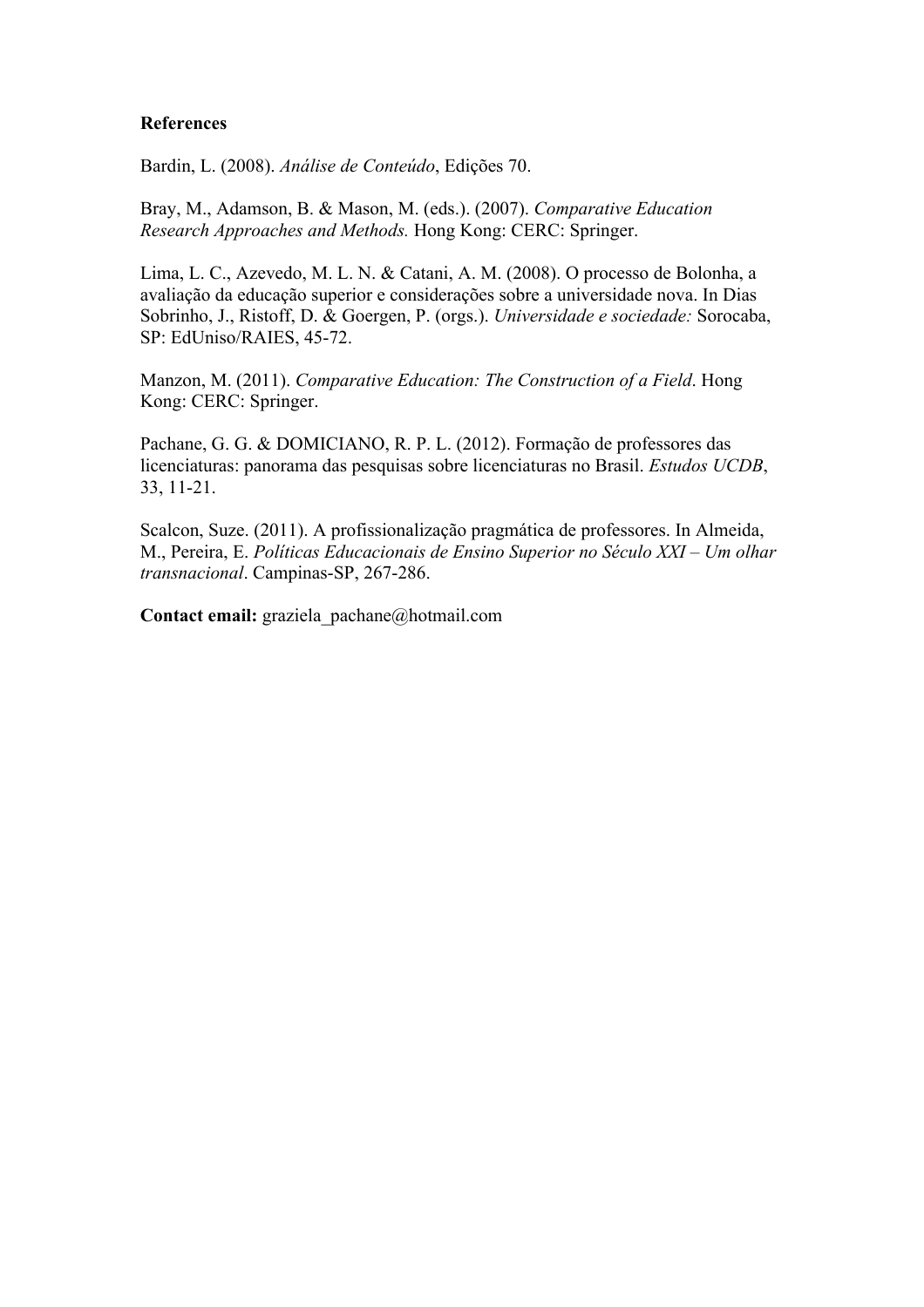**References**

Bardin, L. (2008). *Análise de Conteúdo*, Edições 70.

Bray, M., Adamson, B. & Mason, M. (eds.). (2007). *Comparative Education Research Approaches and Methods.* Hong Kong: CERC: Springer.

Lima, L. C., Azevedo, M. L. N. & Catani, A. M. (2008). O processo de Bolonha, a avaliação da educação superior e considerações sobre a universidade nova. In Dias Sobrinho, J., Ristoff, D. & Goergen, P. (orgs.). *Universidade e sociedade:* Sorocaba, SP: EdUniso/RAIES, 45-72.

Manzon, M. (2011). *Comparative Education: The Construction of a Field*. Hong Kong: CERC: Springer.

Pachane, G. G. & DOMICIANO, R. P. L. (2012). Formação de professores das licenciaturas: panorama das pesquisas sobre licenciaturas no Brasil. *Estudos UCDB*, 33, 11-21.

Scalcon, Suze. (2011). A profissionalização pragmática de professores. In Almeida, M., Pereira, E. *Políticas Educacionais de Ensino Superior no Século XXI – Um olhar transnacional*. Campinas-SP, 267-286.

**Contact email:** graziela_pachane@hotmail.com